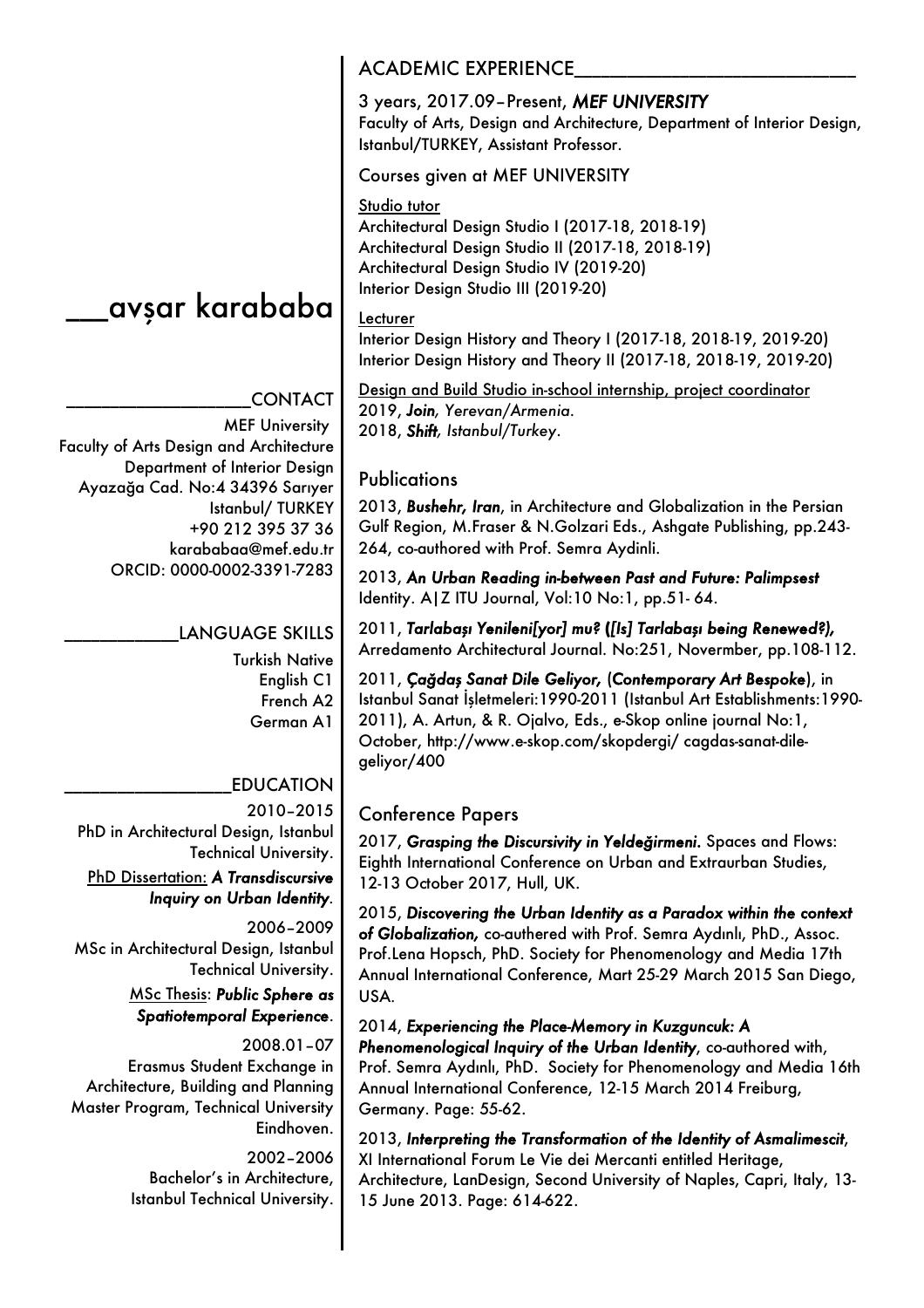# ___avşar karababa

## ___________________CONTACT

MEF University
Faculty of Arts Design and Architecture
Department of Interior Design
Ayazağa Cad. No:4 34396 Sarıyer
Istanbul/ TURKEY
+90 212 395 37 36
karababaa@mef.edu.tr
ORCID: 0000-0002-3391-7283

## ____________LANGUAGE SKILLS

Turkish Native
English C1
French A2
German A1

## _________________EDUCATION

2010–2015
PhD in Architectural Design, Istanbul Technical University.
PhD Dissertation: ***A Transdiscursive Inquiry on Urban Identity***.

2006–2009
MSc in Architectural Design, Istanbul Technical University.
MSc Thesis: ***Public Sphere as Spatiotemporal Experience***.

2008.01–07
Erasmus Student Exchange in Architecture, Building and Planning Master Program, Technical University Eindhoven.

2002–2006
Bachelor's in Architecture, Istanbul Technical University.

## ACADEMIC EXPERIENCE_____________________________

3 years, 2017.09–Present, ***MEF UNIVERSITY***
Faculty of Arts, Design and Architecture, Department of Interior Design, Istanbul/TURKEY, Assistant Professor.

Courses given at MEF UNIVERSITY

Studio tutor
Architectural Design Studio I (2017-18, 2018-19)
Architectural Design Studio II (2017-18, 2018-19)
Architectural Design Studio IV (2019-20)
Interior Design Studio III (2019-20)

Lecturer
Interior Design History and Theory I (2017-18, 2018-19, 2019-20)
Interior Design History and Theory II (2017-18, 2018-19, 2019-20)

Design and Build Studio in-school internship, project coordinator
2019, ***Join***, *Yerevan/Armenia*.
2018, ***Shift***, *Istanbul/Turkey*.

## Publications

2013, ***Bushehr, Iran***, in Architecture and Globalization in the Persian Gulf Region, M.Fraser & N.Golzari Eds., Ashgate Publishing, pp.243-264, co-authored with Prof. Semra Aydinli.

2013, ***An Urban Reading in-between Past and Future: Palimpsest*** Identity. A|Z ITU Journal, Vol:10 No:1, pp.51- 64.

2011, ***Tarlabaşı Yenileni[yor] mu? ([Is] Tarlabaşı being Renewed?),*** Arredamento Architectural Journal. No:251, Novermber, pp.108-112.

2011, ***Çağdaş Sanat Dile Geliyor,*** (***Contemporary Art Bespoke***), in Istanbul Sanat İşletmeleri:1990-2011 (Istanbul Art Establishments:1990-2011), A. Artun, & R. Ojalvo, Eds., e-Skop online journal No:1, October, http://www.e-skop.com/skopdergi/ cagdas-sanat-dile-geliyor/400

## Conference Papers

2017, ***Grasping the Discursivity in Yeldeğirmeni.*** Spaces and Flows: Eighth International Conference on Urban and Extraurban Studies, 12-13 October 2017, Hull, UK.

2015, ***Discovering the Urban Identity as a Paradox within the context of Globalization,*** co-authered with Prof. Semra Aydınlı, PhD., Assoc. Prof.Lena Hopsch, PhD. Society for Phenomenology and Media 17th Annual International Conference, Mart 25-29 March 2015 San Diego, USA.

2014, ***Experiencing the Place-Memory in Kuzguncuk: A Phenomenological Inquiry of the Urban Identity***, co-authored with, Prof. Semra Aydınlı, PhD. Society for Phenomenology and Media 16th Annual International Conference, 12-15 March 2014 Freiburg, Germany. Page: 55-62.

2013, ***Interpreting the Transformation of the Identity of Asmalimescit***, XI International Forum Le Vie dei Mercanti entitled Heritage, Architecture, LanDesign, Second University of Naples, Capri, Italy, 13-15 June 2013. Page: 614-622.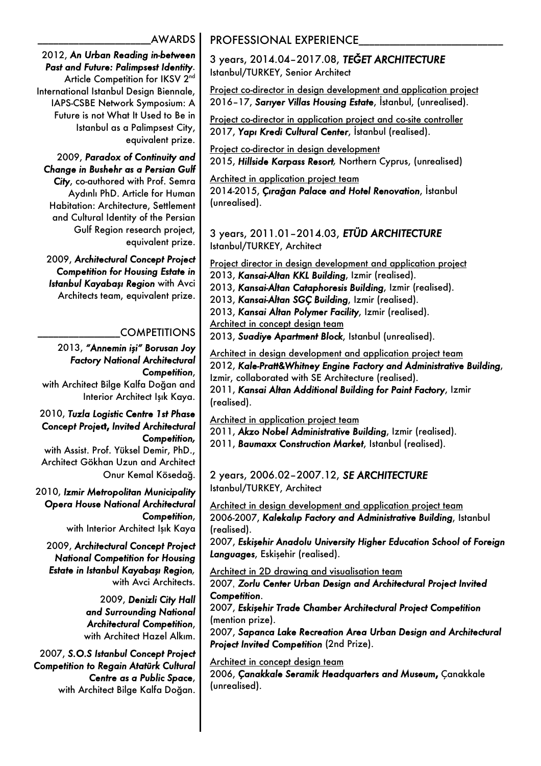## AWARDS

2012, ***An Urban Reading in-between Past and Future: Palimpsest Identity***. Article Competition for IKSV 2nd International Istanbul Design Biennale, IAPS-CSBE Network Symposium: A Future is not What It Used to Be in Istanbul as a Palimpsest City, equivalent prize.

2009, ***Paradox of Continuity and Change in Bushehr as a Persian Gulf City***, co-authored with Prof. Semra Aydınlı PhD. Article for Human Habitation: Architecture, Settlement and Cultural Identity of the Persian Gulf Region research project, equivalent prize.

2009, ***Architectural Concept Project Competition for Housing Estate in Istanbul Kayabaşı Region*** with Avci Architects team, equivalent prize.

## COMPETITIONS

2013, ***"Annemin işi" Borusan Joy Factory National Architectural Competition***, with Architect Bilge Kalfa Doğan and Interior Architect Işık Kaya.

2010, ***Tuzla Logistic Centre 1st Phase Concept Project, Invited Architectural Competition***, with Assist. Prof. Yüksel Demir, PhD., Architect Gökhan Uzun and Architect Onur Kemal Kösedağ.

2010, ***Izmir Metropolitan Municipality Opera House National Architectural Competition***, with Interior Architect Işık Kaya

2009, ***Architectural Concept Project National Competition for Housing Estate in Istanbul Kayabaşı Region***, with Avci Architects.

2009, ***Denizli City Hall and Surrounding National Architectural Competition***, with Architect Hazel Alkım.

2007, ***S.O.S Istanbul Concept Project Competition to Regain Atatürk Cultural Centre as a Public Space***, with Architect Bilge Kalfa Doğan.

## PROFESSIONAL EXPERIENCE

### 3 years, 2014.04–2017.08, *TEĞET ARCHITECTURE*
Istanbul/TURKEY, Senior Architect

Project co-director in design development and application project
2016–17, ***Sarıyer Villas Housing Estate***, İstanbul, (unrealised).

Project co-director in application project and co-site controller
2017, ***Yapı Kredi Cultural Center***, İstanbul (realised).

Project co-director in design development
2015, ***Hillside Karpass Resort***, Northern Cyprus, (unrealised)

Architect in application project team
2014-2015, ***Çırağan Palace and Hotel Renovation***, İstanbul (unrealised).

### 3 years, 2011.01–2014.03, *ETÜD ARCHITECTURE*
Istanbul/TURKEY, Architect

Project director in design development and application project
2013, ***Kansai-Altan KKL Building***, Izmir (realised).
2013, ***Kansai-Altan Cataphoresis Building***, Izmir (realised).
2013, ***Kansai-Altan SGÇ Building***, Izmir (realised).
2013, ***Kansai Altan Polymer Facility***, Izmir (realised).

Architect in concept design team
2013, ***Suadiye Apartment Block***, Istanbul (unrealised).

Architect in design development and application project team
2012, ***Kale-Pratt&Whitney Engine Factory and Administrative Building***, Izmir, collaborated with SE Architecture (realised).
2011, ***Kansai Altan Additional Building for Paint Factory***, Izmir (realised).

Architect in application project team
2011, ***Akzo Nobel Administrative Building***, Izmir (realised).
2011, ***Baumaxx Construction Market***, Istanbul (realised).

### 2 years, 2006.02–2007.12, *SE ARCHITECTURE*
Istanbul/TURKEY, Architect

Architect in design development and application project team
2006-2007, ***Kalekalıp Factory and Administrative Building***, Istanbul (realised).
2007, ***Eskişehir Anadolu University Higher Education School of Foreign Languages***, Eskişehir (realised).

Architect in 2D drawing and visualisation team
2007, ***Zorlu Center Urban Design and Architectural Project Invited Competition***.
2007, ***Eskişehir Trade Chamber Architectural Project Competition*** (mention prize).
2007, ***Sapanca Lake Recreation Area Urban Design and Architectural Project Invited Competition*** (2nd Prize).

Architect in concept design team
2006, ***Çanakkale Seramik Headquarters and Museum***, Çanakkale (unrealised).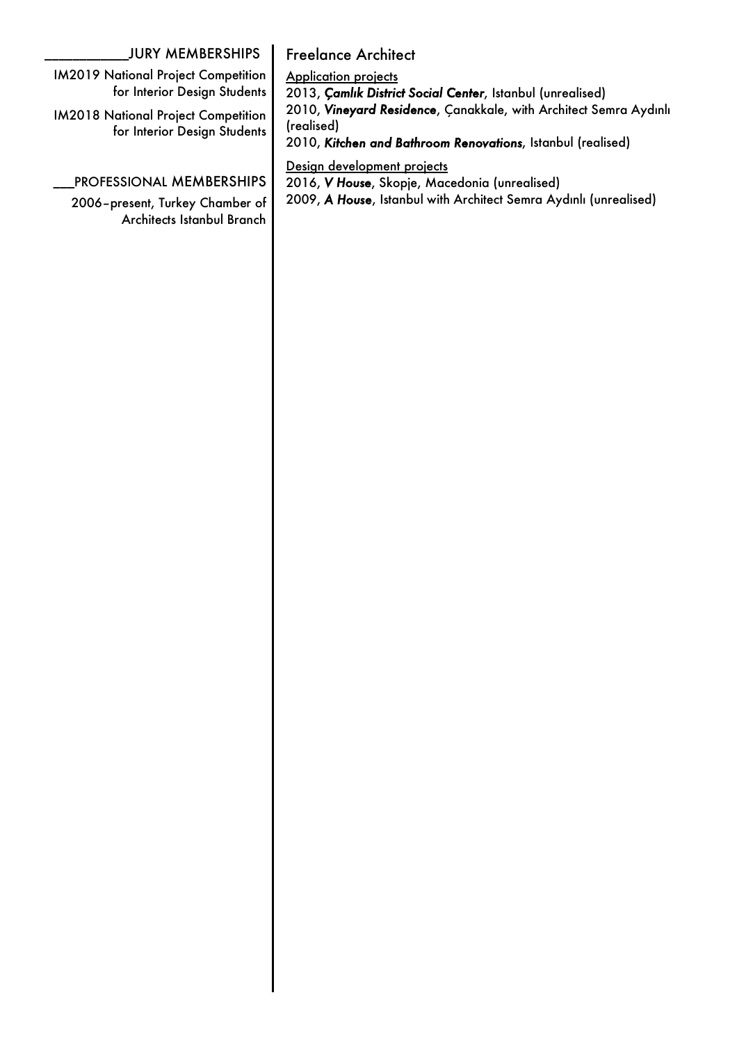## JURY MEMBERSHIPS

IM2019 National Project Competition for Interior Design Students

IM2018 National Project Competition for Interior Design Students

## PROFESSIONAL MEMBERSHIPS

2006–present, Turkey Chamber of Architects Istanbul Branch

## Freelance Architect

<u>Application projects</u>

2013, ***Çamlık District Social Center***, Istanbul (unrealised)
2010, ***Vineyard Residence***, Çanakkale, with Architect Semra Aydınlı (realised)
2010, ***Kitchen and Bathroom Renovations***, Istanbul (realised)

<u>Design development projects</u>

2016, ***V House***, Skopje, Macedonia (unrealised)
2009, ***A House***, Istanbul with Architect Semra Aydınlı (unrealised)